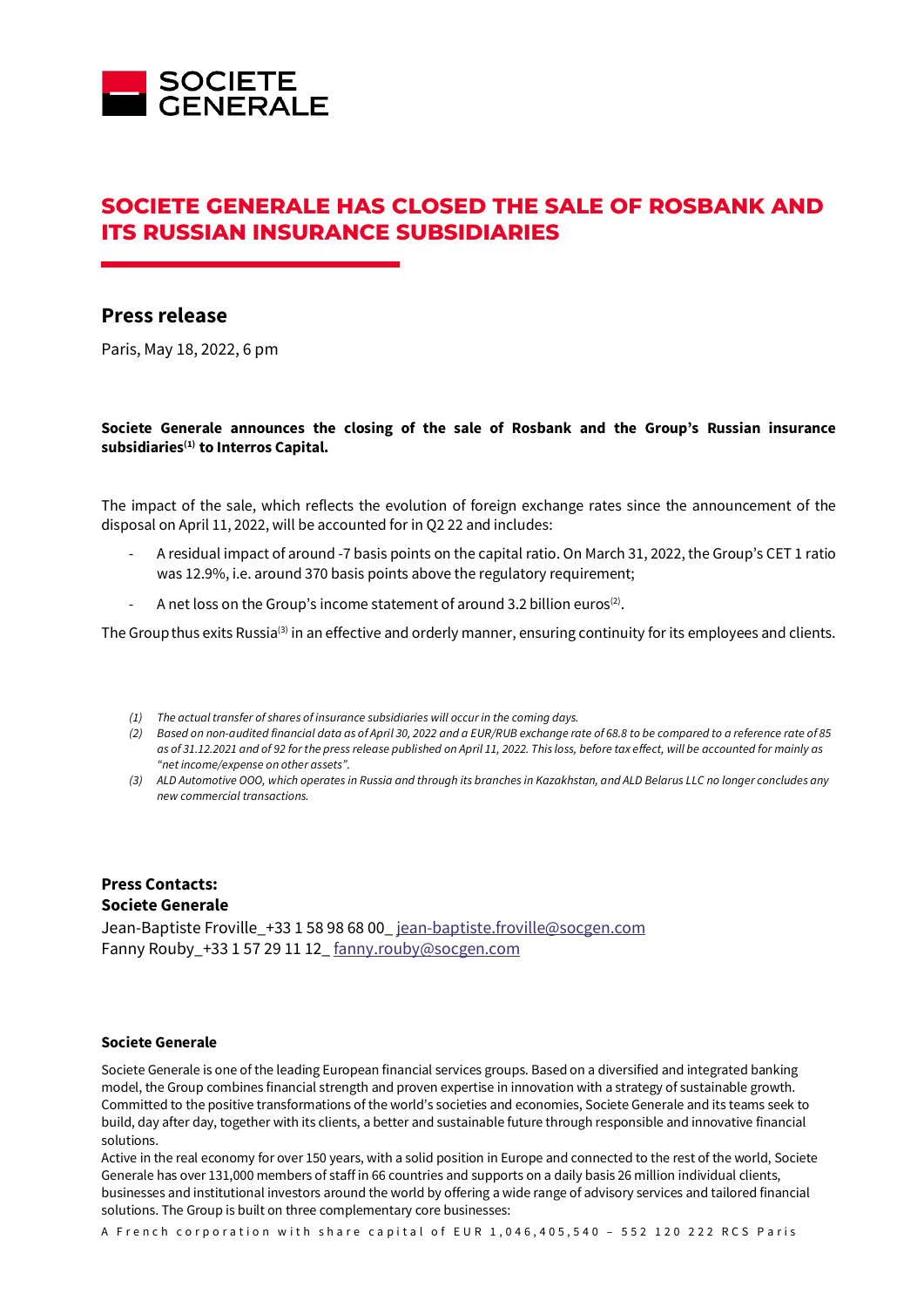# SOCIETE GENERALE HAS CLOSED THE SALE OF ROSBANK AND ITS RUSSIAN INSURANCE SUBSIDIARIES

## Press release

Paris, May 18, 2022, 6 pm

**Societe Generale announces the closing of the sale of Rosbank and the Group's Russian insurance subsidiaries[1] to Interros Capital.**

The impact of the sale, which reflects the evolution of foreign exchange rates since the announcement of the disposal on April 11, 2022, will be accounted for in Q2 22 and includes:

- A residual impact of around -7 basis points on the capital ratio. On March 31, 2022, the Group's CET 1 ratio was 12.9%, i.e. around 370 basis points above the regulatory requirement;
- A net loss on the Group's income statement of around 3.2 billion euros[2].

The Group thus exits Russia[3] in an effective and orderly manner, ensuring continuity for its employees and clients.

*(1) The actual transfer of shares of insurance subsidiaries will occur in the coming days.*

*(2) Based on non-audited financial data as of April 30, 2022 and a EUR/RUB exchange rate of 68.8 to be compared to a reference rate of 85 as of 31.12.2021 and of 92 for the press release published on April 11, 2022. This loss, before tax effect, will be accounted for mainly as "net income/expense on other assets".*

*(3) ALD Automotive OOO, which operates in Russia and through its branches in Kazakhstan, and ALD Belarus LLC no longer concludes any new commercial transactions.*

**Press Contacts:**
**Societe Generale**
Jean-Baptiste Froville_+33 1 58 98 68 00_ jean-baptiste.froville@socgen.com
Fanny Rouby_+33 1 57 29 11 12_ fanny.rouby@socgen.com

**Societe Generale**

Societe Generale is one of the leading European financial services groups. Based on a diversified and integrated banking model, the Group combines financial strength and proven expertise in innovation with a strategy of sustainable growth. Committed to the positive transformations of the world's societies and economies, Societe Generale and its teams seek to build, day after day, together with its clients, a better and sustainable future through responsible and innovative financial solutions.
Active in the real economy for over 150 years, with a solid position in Europe and connected to the rest of the world, Societe Generale has over 131,000 members of staff in 66 countries and supports on a daily basis 26 million individual clients, businesses and institutional investors around the world by offering a wide range of advisory services and tailored financial solutions. The Group is built on three complementary core businesses:

A French corporation with share capital of EUR 1,046,405,540 – 552 120 222 RCS Paris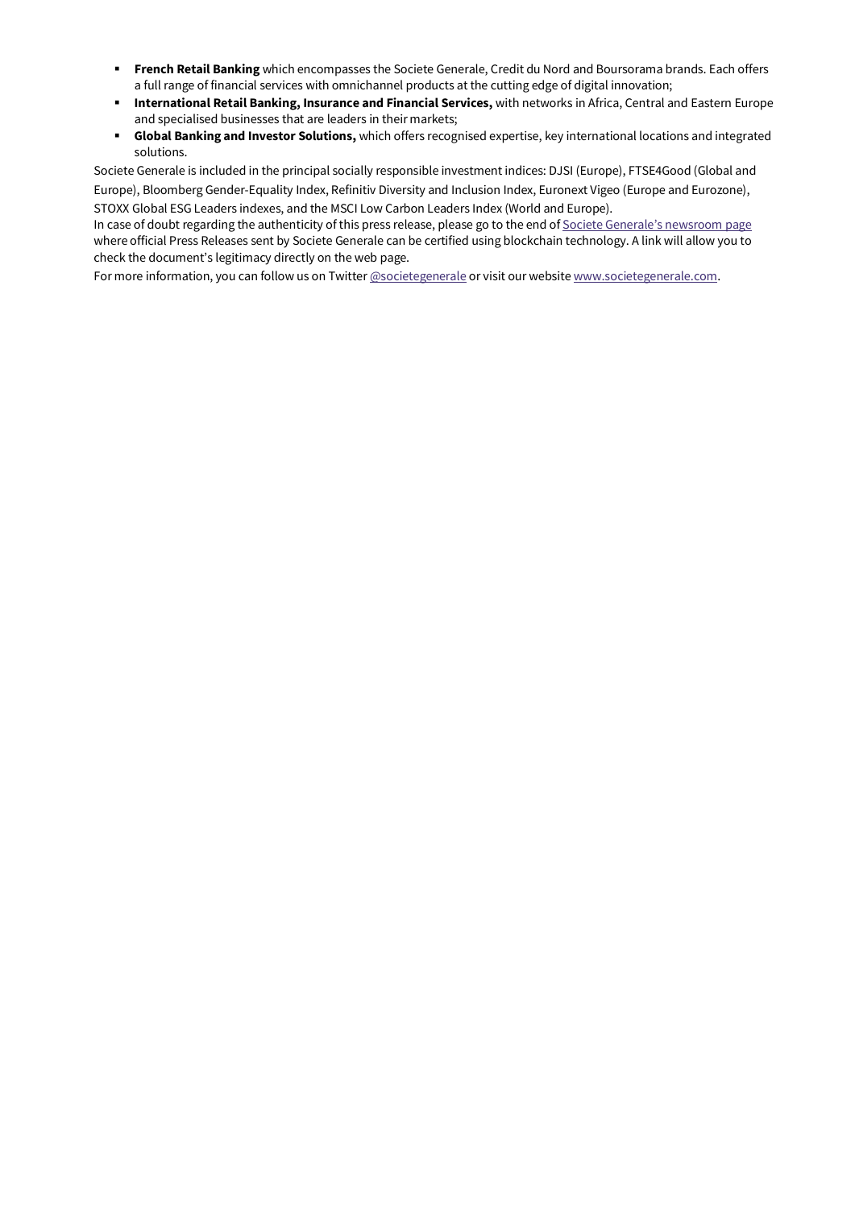- **French Retail Banking** which encompasses the Societe Generale, Credit du Nord and Boursorama brands. Each offers a full range of financial services with omnichannel products at the cutting edge of digital innovation;
- **International Retail Banking, Insurance and Financial Services,** with networks in Africa, Central and Eastern Europe and specialised businesses that are leaders in their markets;
- **Global Banking and Investor Solutions,** which offers recognised expertise, key international locations and integrated solutions.

Societe Generale is included in the principal socially responsible investment indices: DJSI (Europe), FTSE4Good (Global and Europe), Bloomberg Gender-Equality Index, Refinitiv Diversity and Inclusion Index, Euronext Vigeo (Europe and Eurozone), STOXX Global ESG Leaders indexes, and the MSCI Low Carbon Leaders Index (World and Europe).

In case of doubt regarding the authenticity of this press release, please go to the end of Societe Generale's newsroom page where official Press Releases sent by Societe Generale can be certified using blockchain technology. A link will allow you to check the document's legitimacy directly on the web page.

For more information, you can follow us on Twitter @societegenerale or visit our website www.societegenerale.com.